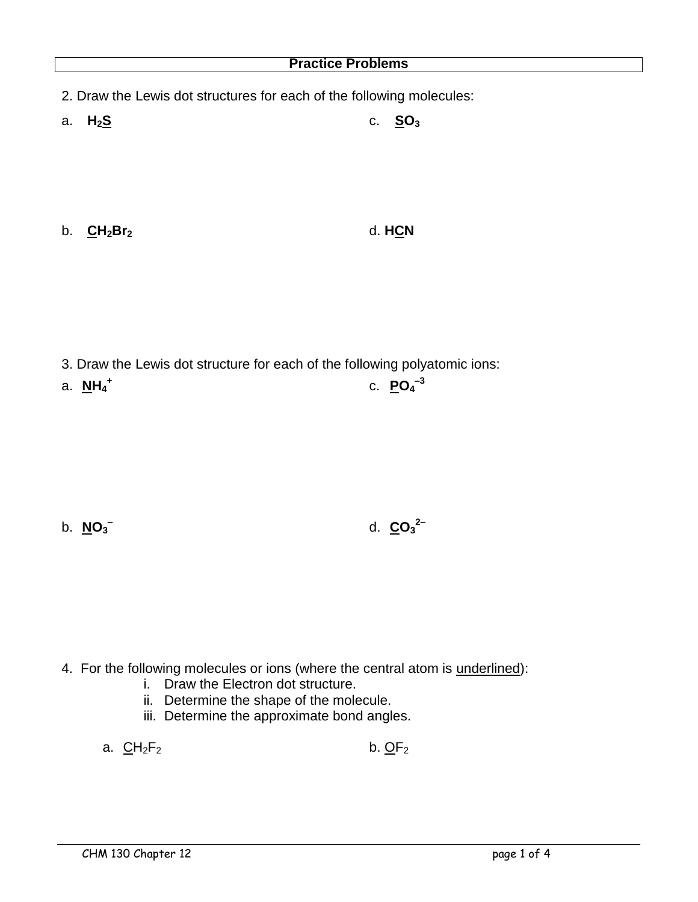## Practice Problems

2. Draw the Lewis dot structures for each of the following molecules:

a. $H_2\underline{S}$

b. $\underline{C}H_2Br_2$

c. $\underline{S}O_3$

d. $H\underline{C}N$

3. Draw the Lewis dot structure for each of the following polyatomic ions:

a. $\underline{N}H_4^{+}$

b. $\underline{N}O_3^{-}$

c. $\underline{P}O_4^{-3}$

d. $\underline{C}O_3^{2-}$

4. For the following molecules or ions (where the central atom is underlined):

   i. Draw the Electron dot structure.
   ii. Determine the shape of the molecule.
   iii. Determine the approximate bond angles.

a. $\underline{C}H_2F_2$

b. $\underline{O}F_2$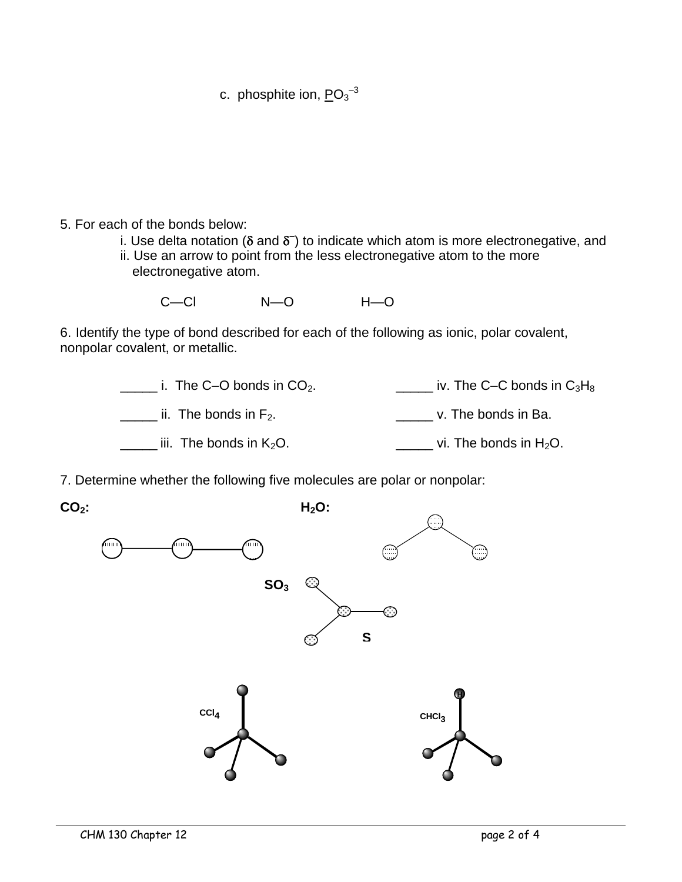c. phosphite ion, $\underline{P}O_3^{-3}$

5. For each of the bonds below:

i. Use delta notation ($\delta$ and $\delta^-$) to indicate which atom is more electronegative, and

ii. Use an arrow to point from the less electronegative atom to the more electronegative atom.

C—Cl N—O H—O

6. Identify the type of bond described for each of the following as ionic, polar covalent, nonpolar covalent, or metallic.

_____ i. The C–O bonds in $CO_2$.

_____ ii. The bonds in $F_2$.

_____ iii. The bonds in $K_2O$.

_____ iv. The C–C bonds in $C_3H_8$

_____ v. The bonds in Ba.

_____ vi. The bonds in $H_2O$.

7. Determine whether the following five molecules are polar or nonpolar:

**$CO_2$:**

**$H_2O$:**

**$SO_3$**

**S**

$CCl_4$

$CHCl_3$

H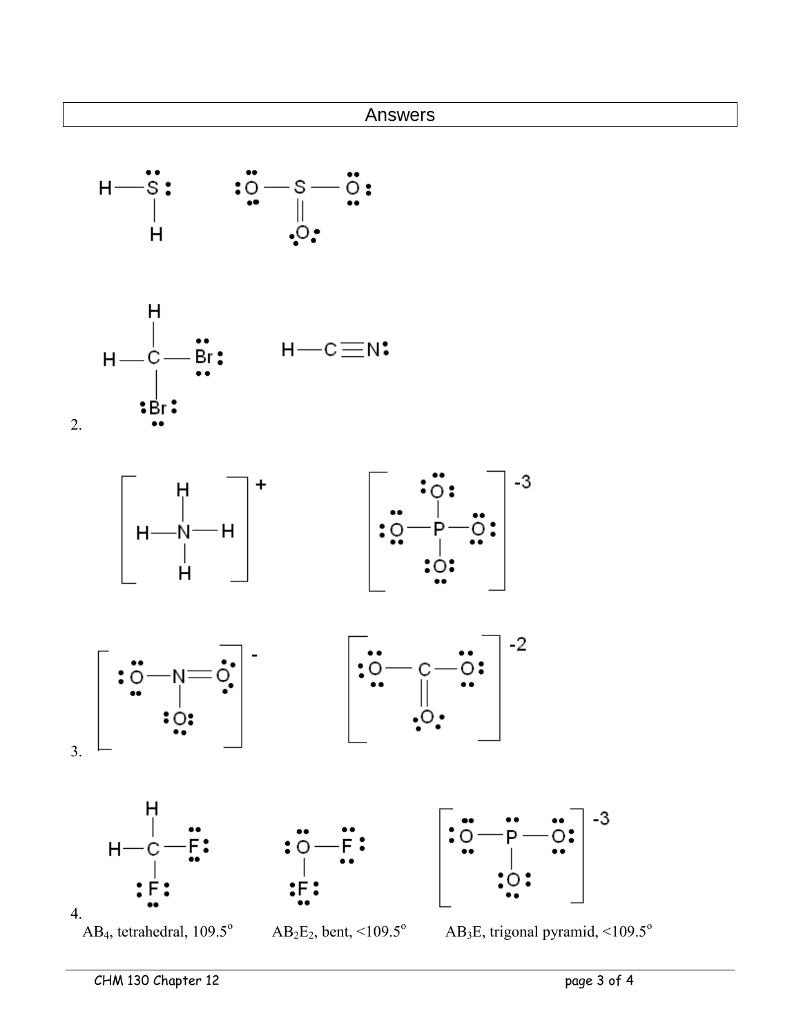# Answers

2.

3.

4.

$AB_4$, tetrahedral, 109.5$^o$ $AB_2E_2$, bent, <109.5$^o$ $AB_3E$, trigonal pyramid, <109.5$^o$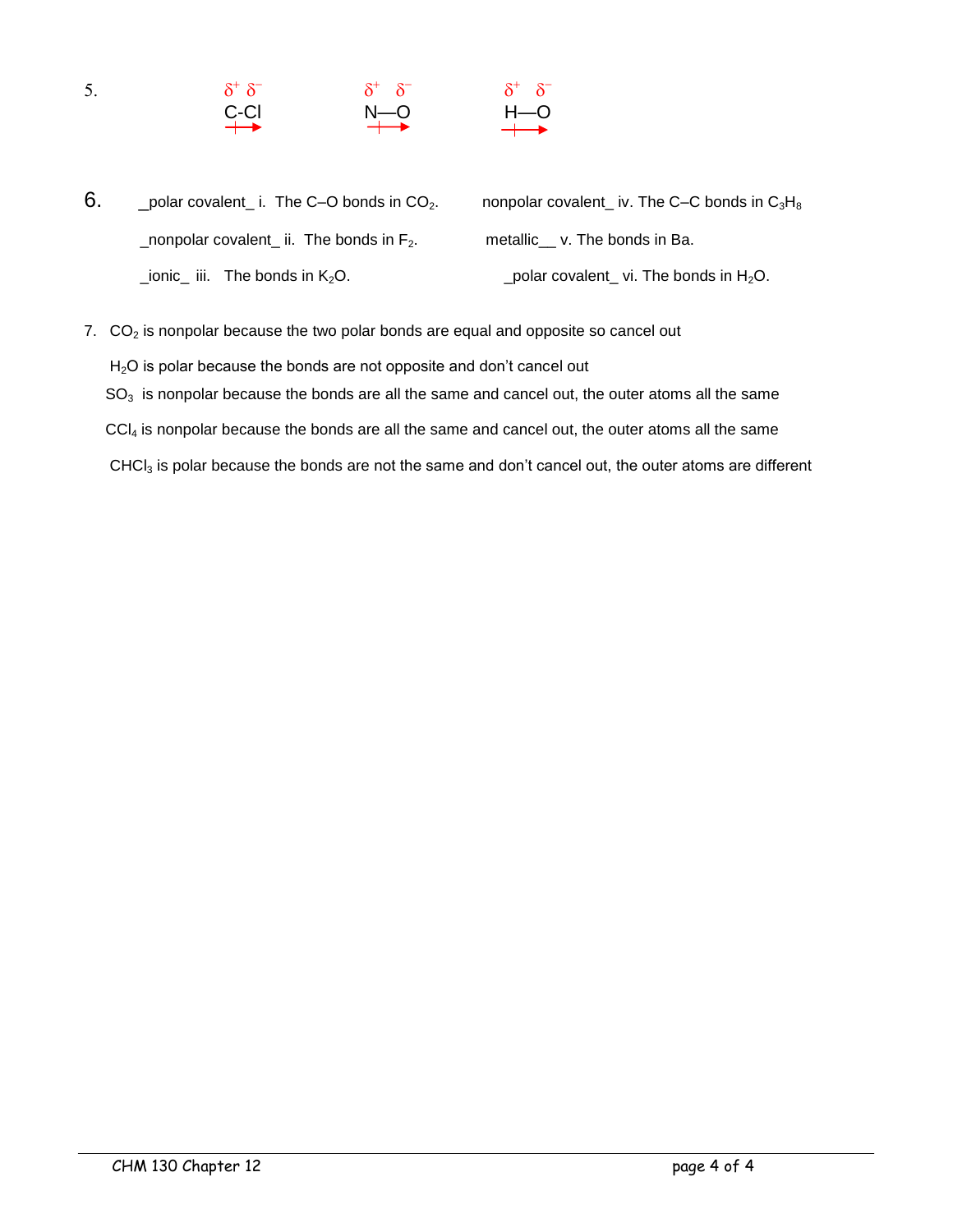5. $\delta^+$ $\delta^-$ C-Cl &nbsp;&nbsp;&nbsp;&nbsp; $\delta^+$ $\delta^-$ N—O &nbsp;&nbsp;&nbsp;&nbsp; $\delta^+$ $\delta^-$ H—O

6. _polar covalent_ i. The C–O bonds in $CO_2$.

   _nonpolar covalent_ ii. The bonds in $F_2$.

   _ionic_ iii. The bonds in $K_2O$.

   nonpolar covalent_ iv. The C–C bonds in $C_3H_8$

   metallic__ v. The bonds in Ba.

   _polar covalent_ vi. The bonds in $H_2O$.

7. $CO_2$ is nonpolar because the two polar bonds are equal and opposite so cancel out

   $H_2O$ is polar because the bonds are not opposite and don't cancel out

   $SO_3$ is nonpolar because the bonds are all the same and cancel out, the outer atoms all the same

   $CCl_4$ is nonpolar because the bonds are all the same and cancel out, the outer atoms all the same

   $CHCl_3$ is polar because the bonds are not the same and don't cancel out, the outer atoms are different